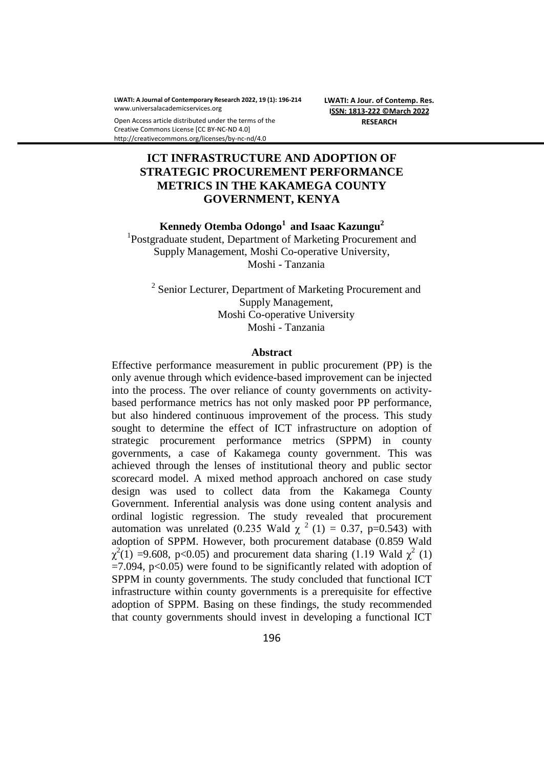# ICT INFRASTRUCTURE AND ADOPTION OF STRATEGIC PROCUREMENT PERFORMANCE METRICS IN THE KAKAMEGA COUNTY GOVERNMENT, KENYA

**Kennedy Otemba Odongo[1] and Isaac Kazungu[2]**

[1]Postgraduate student, Department of Marketing Procurement and Supply Management, Moshi Co-operative University, Moshi - Tanzania

[2] Senior Lecturer, Department of Marketing Procurement and Supply Management, Moshi Co-operative University Moshi - Tanzania

## Abstract

Effective performance measurement in public procurement (PP) is the only avenue through which evidence-based improvement can be injected into the process. The over reliance of county governments on activity-based performance metrics has not only masked poor PP performance, but also hindered continuous improvement of the process. This study sought to determine the effect of ICT infrastructure on adoption of strategic procurement performance metrics (SPPM) in county governments, a case of Kakamega county government. This was achieved through the lenses of institutional theory and public sector scorecard model. A mixed method approach anchored on case study design was used to collect data from the Kakamega County Government. Inferential analysis was done using content analysis and ordinal logistic regression. The study revealed that procurement automation was unrelated (0.235 Wald $\chi^2(1) = 0.37$, $p=0.543$) with adoption of SPPM. However, both procurement database (0.859 Wald $\chi^2(1) = 9.608$, $p<0.05$) and procurement data sharing (1.19 Wald $\chi^2(1) = 7.094$, $p<0.05$) were found to be significantly related with adoption of SPPM in county governments. The study concluded that functional ICT infrastructure within county governments is a prerequisite for effective adoption of SPPM. Basing on these findings, the study recommended that county governments should invest in developing a functional ICT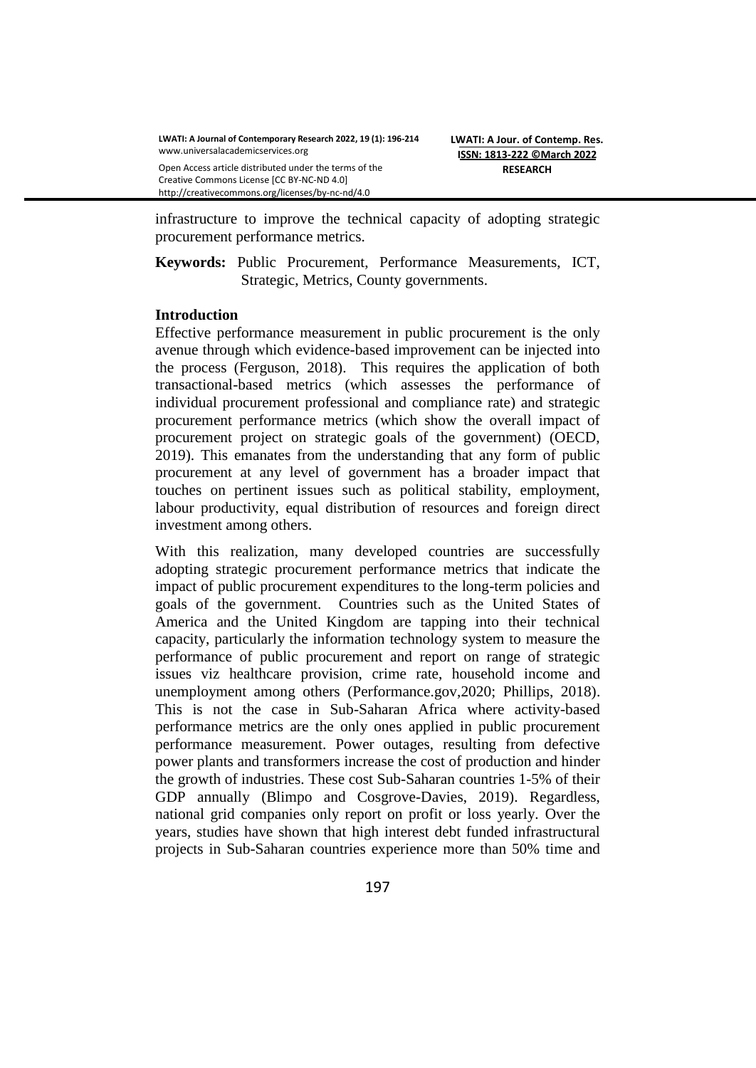infrastructure to improve the technical capacity of adopting strategic procurement performance metrics.

**Keywords:** Public Procurement, Performance Measurements, ICT, Strategic, Metrics, County governments.

## Introduction

Effective performance measurement in public procurement is the only avenue through which evidence-based improvement can be injected into the process (Ferguson, 2018). This requires the application of both transactional-based metrics (which assesses the performance of individual procurement professional and compliance rate) and strategic procurement performance metrics (which show the overall impact of procurement project on strategic goals of the government) (OECD, 2019). This emanates from the understanding that any form of public procurement at any level of government has a broader impact that touches on pertinent issues such as political stability, employment, labour productivity, equal distribution of resources and foreign direct investment among others.

With this realization, many developed countries are successfully adopting strategic procurement performance metrics that indicate the impact of public procurement expenditures to the long-term policies and goals of the government. Countries such as the United States of America and the United Kingdom are tapping into their technical capacity, particularly the information technology system to measure the performance of public procurement and report on range of strategic issues viz healthcare provision, crime rate, household income and unemployment among others (Performance.gov,2020; Phillips, 2018). This is not the case in Sub-Saharan Africa where activity-based performance metrics are the only ones applied in public procurement performance measurement. Power outages, resulting from defective power plants and transformers increase the cost of production and hinder the growth of industries. These cost Sub-Saharan countries 1-5% of their GDP annually (Blimpo and Cosgrove-Davies, 2019). Regardless, national grid companies only report on profit or loss yearly. Over the years, studies have shown that high interest debt funded infrastructural projects in Sub-Saharan countries experience more than 50% time and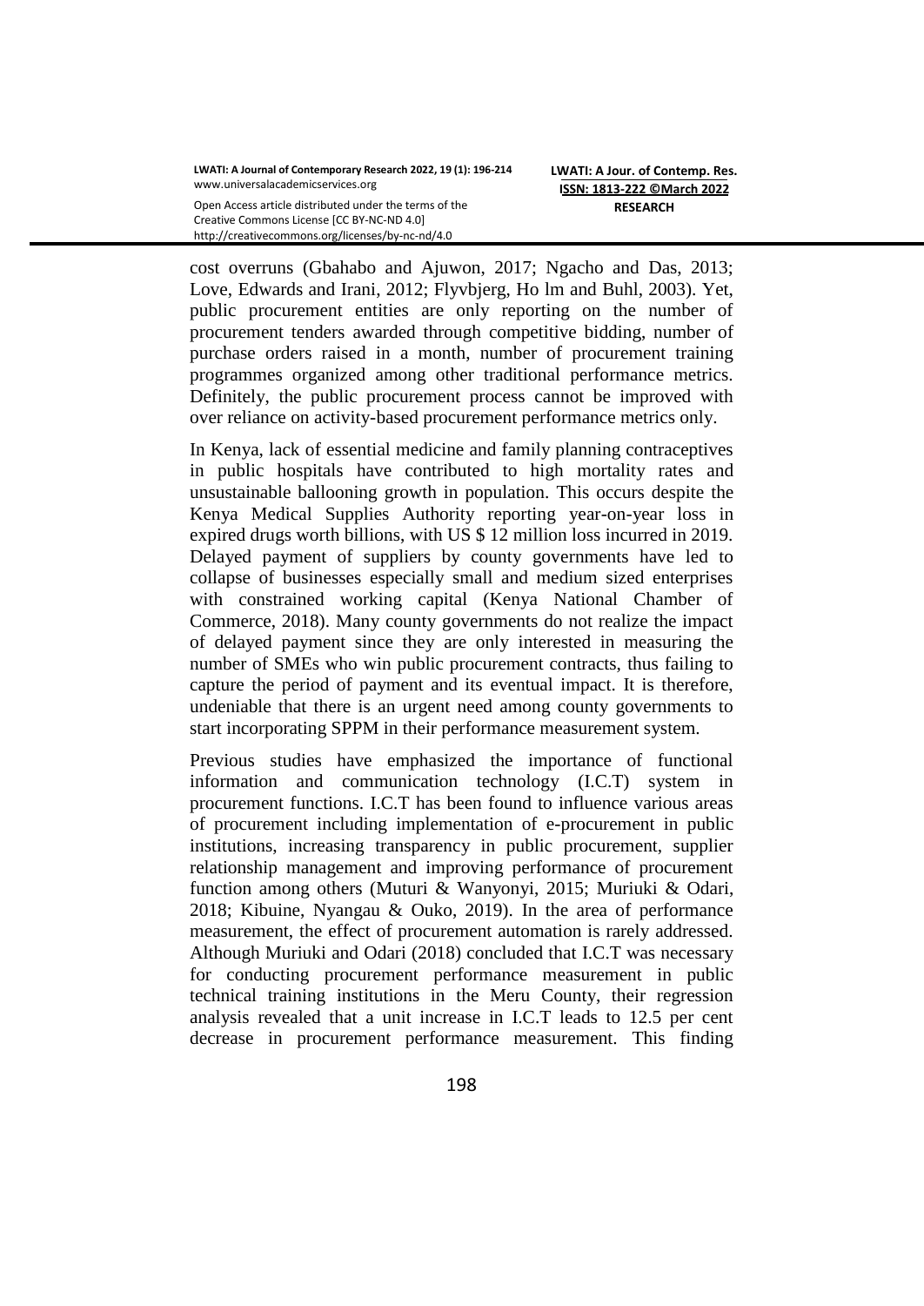cost overruns (Gbahabo and Ajuwon, 2017; Ngacho and Das, 2013; Love, Edwards and Irani, 2012; Flyvbjerg, Ho lm and Buhl, 2003). Yet, public procurement entities are only reporting on the number of procurement tenders awarded through competitive bidding, number of purchase orders raised in a month, number of procurement training programmes organized among other traditional performance metrics. Definitely, the public procurement process cannot be improved with over reliance on activity-based procurement performance metrics only.

In Kenya, lack of essential medicine and family planning contraceptives in public hospitals have contributed to high mortality rates and unsustainable ballooning growth in population. This occurs despite the Kenya Medical Supplies Authority reporting year-on-year loss in expired drugs worth billions, with US $ 12 million loss incurred in 2019. Delayed payment of suppliers by county governments have led to collapse of businesses especially small and medium sized enterprises with constrained working capital (Kenya National Chamber of Commerce, 2018). Many county governments do not realize the impact of delayed payment since they are only interested in measuring the number of SMEs who win public procurement contracts, thus failing to capture the period of payment and its eventual impact. It is therefore, undeniable that there is an urgent need among county governments to start incorporating SPPM in their performance measurement system.

Previous studies have emphasized the importance of functional information and communication technology (I.C.T) system in procurement functions. I.C.T has been found to influence various areas of procurement including implementation of e-procurement in public institutions, increasing transparency in public procurement, supplier relationship management and improving performance of procurement function among others (Muturi & Wanyonyi, 2015; Muriuki & Odari, 2018; Kibuine, Nyangau & Ouko, 2019). In the area of performance measurement, the effect of procurement automation is rarely addressed. Although Muriuki and Odari (2018) concluded that I.C.T was necessary for conducting procurement performance measurement in public technical training institutions in the Meru County, their regression analysis revealed that a unit increase in I.C.T leads to 12.5 per cent decrease in procurement performance measurement. This finding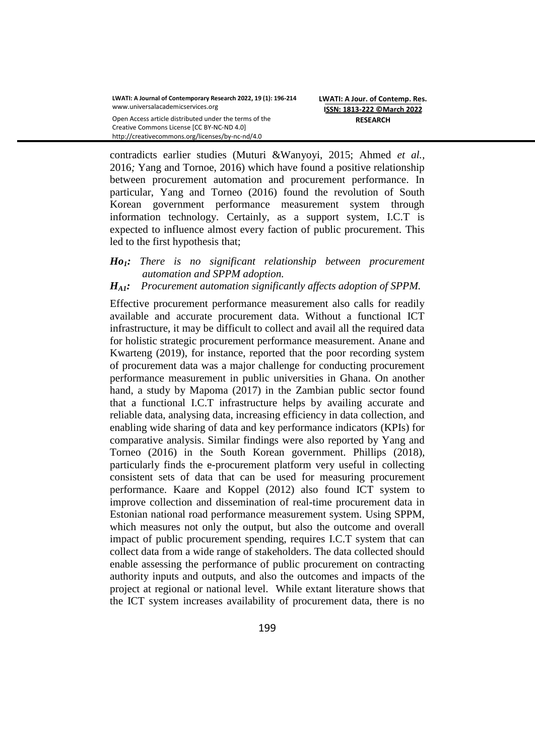contradicts earlier studies (Muturi &Wanyoyi, 2015; Ahmed *et al.,* 2016*;* Yang and Tornoe, 2016) which have found a positive relationship between procurement automation and procurement performance. In particular, Yang and Torneo (2016) found the revolution of South Korean government performance measurement system through information technology. Certainly, as a support system, I.C.T is expected to influence almost every faction of public procurement. This led to the first hypothesis that;

***Ho*** $_{1}$***:*** *There is no significant relationship between procurement automation and SPPM adoption.*

***H*** $_{A1}$***:*** *Procurement automation significantly affects adoption of SPPM.*

Effective procurement performance measurement also calls for readily available and accurate procurement data. Without a functional ICT infrastructure, it may be difficult to collect and avail all the required data for holistic strategic procurement performance measurement. Anane and Kwarteng (2019), for instance, reported that the poor recording system of procurement data was a major challenge for conducting procurement performance measurement in public universities in Ghana. On another hand, a study by Mapoma (2017) in the Zambian public sector found that a functional I.C.T infrastructure helps by availing accurate and reliable data, analysing data, increasing efficiency in data collection, and enabling wide sharing of data and key performance indicators (KPIs) for comparative analysis. Similar findings were also reported by Yang and Torneo (2016) in the South Korean government. Phillips (2018), particularly finds the e-procurement platform very useful in collecting consistent sets of data that can be used for measuring procurement performance. Kaare and Koppel (2012) also found ICT system to improve collection and dissemination of real-time procurement data in Estonian national road performance measurement system. Using SPPM, which measures not only the output, but also the outcome and overall impact of public procurement spending, requires I.C.T system that can collect data from a wide range of stakeholders. The data collected should enable assessing the performance of public procurement on contracting authority inputs and outputs, and also the outcomes and impacts of the project at regional or national level. While extant literature shows that the ICT system increases availability of procurement data, there is no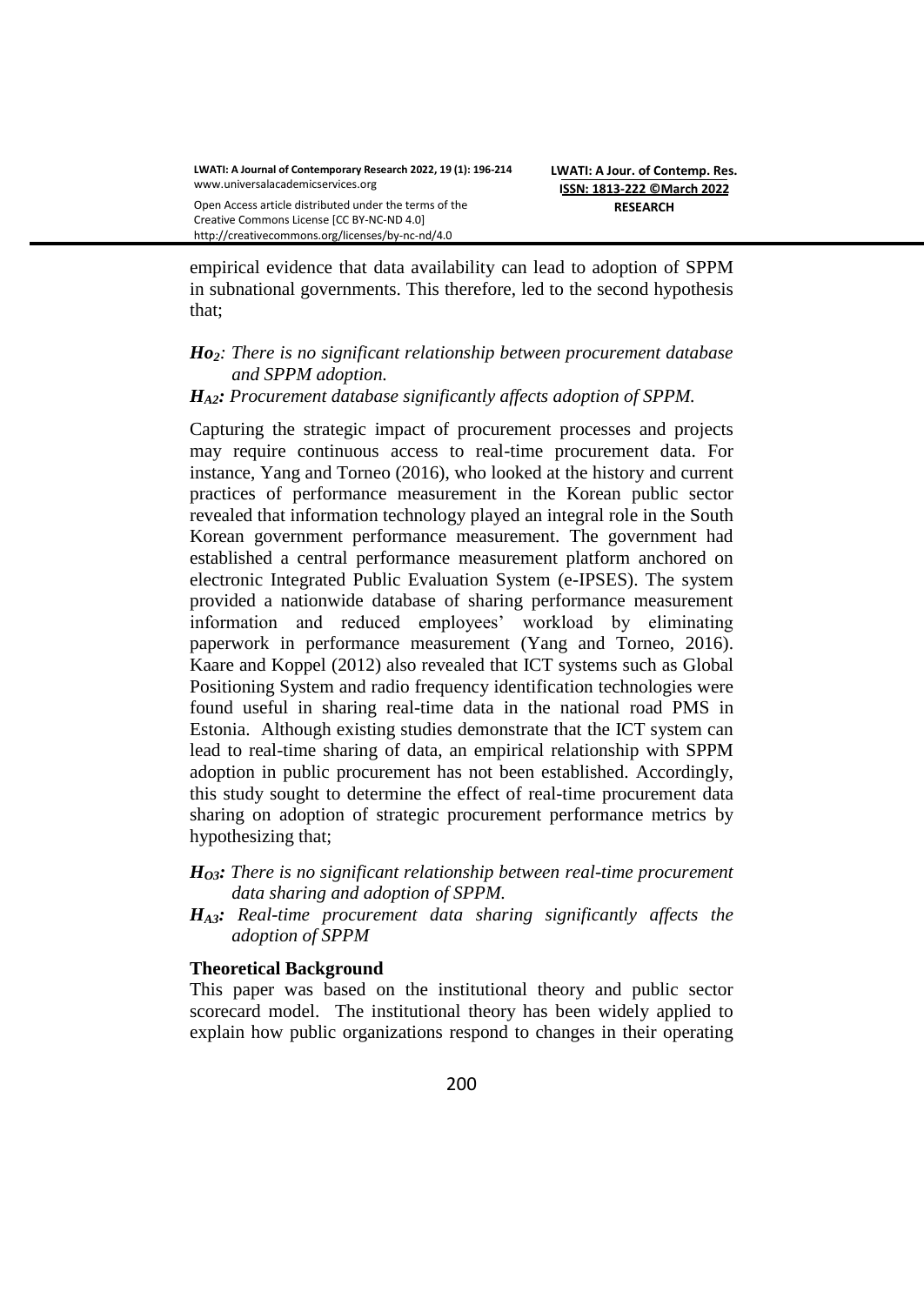empirical evidence that data availability can lead to adoption of SPPM in subnational governments. This therefore, led to the second hypothesis that;

***$H_{o2}$**: There is no significant relationship between procurement database and SPPM adoption.*

***$H_{A2}$**: Procurement database significantly affects adoption of SPPM.*

Capturing the strategic impact of procurement processes and projects may require continuous access to real-time procurement data. For instance, Yang and Torneo (2016), who looked at the history and current practices of performance measurement in the Korean public sector revealed that information technology played an integral role in the South Korean government performance measurement. The government had established a central performance measurement platform anchored on electronic Integrated Public Evaluation System (e-IPSES). The system provided a nationwide database of sharing performance measurement information and reduced employees' workload by eliminating paperwork in performance measurement (Yang and Torneo, 2016). Kaare and Koppel (2012) also revealed that ICT systems such as Global Positioning System and radio frequency identification technologies were found useful in sharing real-time data in the national road PMS in Estonia. Although existing studies demonstrate that the ICT system can lead to real-time sharing of data, an empirical relationship with SPPM adoption in public procurement has not been established. Accordingly, this study sought to determine the effect of real-time procurement data sharing on adoption of strategic procurement performance metrics by hypothesizing that;

***$H_{O3}$**: There is no significant relationship between real-time procurement data sharing and adoption of SPPM.*

***$H_{A3}$**: Real-time procurement data sharing significantly affects the adoption of SPPM*

**Theoretical Background**

This paper was based on the institutional theory and public sector scorecard model. The institutional theory has been widely applied to explain how public organizations respond to changes in their operating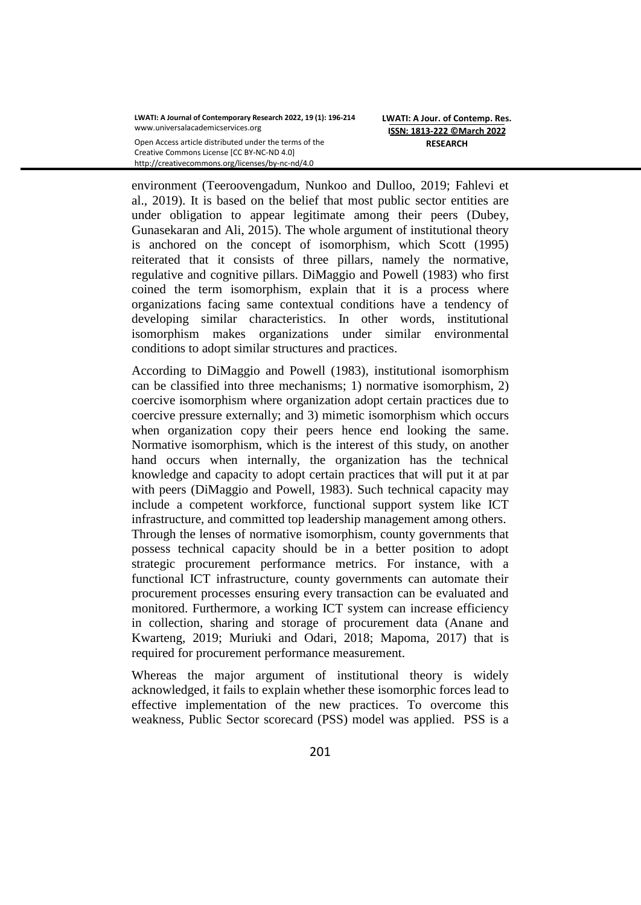environment (Teeroovengadum, Nunkoo and Dulloo, 2019; Fahlevi et al., 2019). It is based on the belief that most public sector entities are under obligation to appear legitimate among their peers (Dubey, Gunasekaran and Ali, 2015). The whole argument of institutional theory is anchored on the concept of isomorphism, which Scott (1995) reiterated that it consists of three pillars, namely the normative, regulative and cognitive pillars. DiMaggio and Powell (1983) who first coined the term isomorphism, explain that it is a process where organizations facing same contextual conditions have a tendency of developing similar characteristics. In other words, institutional isomorphism makes organizations under similar environmental conditions to adopt similar structures and practices.

According to DiMaggio and Powell (1983), institutional isomorphism can be classified into three mechanisms; 1) normative isomorphism, 2) coercive isomorphism where organization adopt certain practices due to coercive pressure externally; and 3) mimetic isomorphism which occurs when organization copy their peers hence end looking the same. Normative isomorphism, which is the interest of this study, on another hand occurs when internally, the organization has the technical knowledge and capacity to adopt certain practices that will put it at par with peers (DiMaggio and Powell, 1983). Such technical capacity may include a competent workforce, functional support system like ICT infrastructure, and committed top leadership management among others. Through the lenses of normative isomorphism, county governments that possess technical capacity should be in a better position to adopt strategic procurement performance metrics. For instance, with a functional ICT infrastructure, county governments can automate their procurement processes ensuring every transaction can be evaluated and monitored. Furthermore, a working ICT system can increase efficiency in collection, sharing and storage of procurement data (Anane and Kwarteng, 2019; Muriuki and Odari, 2018; Mapoma, 2017) that is required for procurement performance measurement.

Whereas the major argument of institutional theory is widely acknowledged, it fails to explain whether these isomorphic forces lead to effective implementation of the new practices. To overcome this weakness, Public Sector scorecard (PSS) model was applied. PSS is a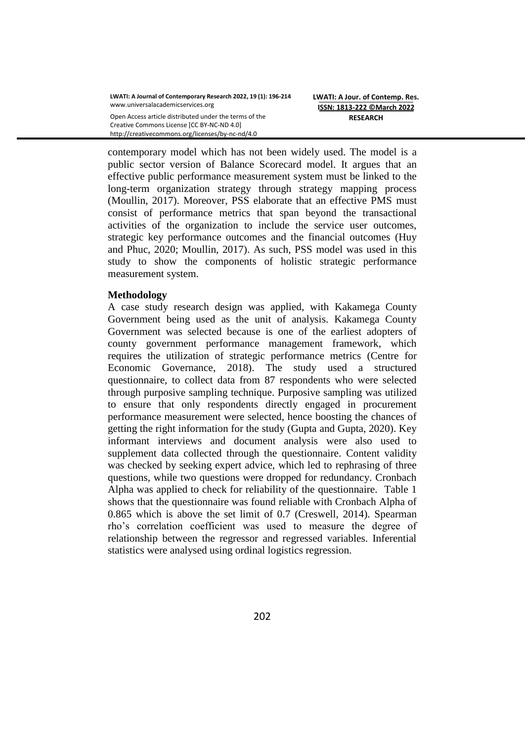contemporary model which has not been widely used. The model is a public sector version of Balance Scorecard model. It argues that an effective public performance measurement system must be linked to the long-term organization strategy through strategy mapping process (Moullin, 2017). Moreover, PSS elaborate that an effective PMS must consist of performance metrics that span beyond the transactional activities of the organization to include the service user outcomes, strategic key performance outcomes and the financial outcomes (Huy and Phuc, 2020; Moullin, 2017). As such, PSS model was used in this study to show the components of holistic strategic performance measurement system.

**Methodology**

A case study research design was applied, with Kakamega County Government being used as the unit of analysis. Kakamega County Government was selected because is one of the earliest adopters of county government performance management framework, which requires the utilization of strategic performance metrics (Centre for Economic Governance, 2018). The study used a structured questionnaire, to collect data from 87 respondents who were selected through purposive sampling technique. Purposive sampling was utilized to ensure that only respondents directly engaged in procurement performance measurement were selected, hence boosting the chances of getting the right information for the study (Gupta and Gupta, 2020). Key informant interviews and document analysis were also used to supplement data collected through the questionnaire. Content validity was checked by seeking expert advice, which led to rephrasing of three questions, while two questions were dropped for redundancy. Cronbach Alpha was applied to check for reliability of the questionnaire. Table 1 shows that the questionnaire was found reliable with Cronbach Alpha of 0.865 which is above the set limit of 0.7 (Creswell, 2014). Spearman rho's correlation coefficient was used to measure the degree of relationship between the regressor and regressed variables. Inferential statistics were analysed using ordinal logistics regression.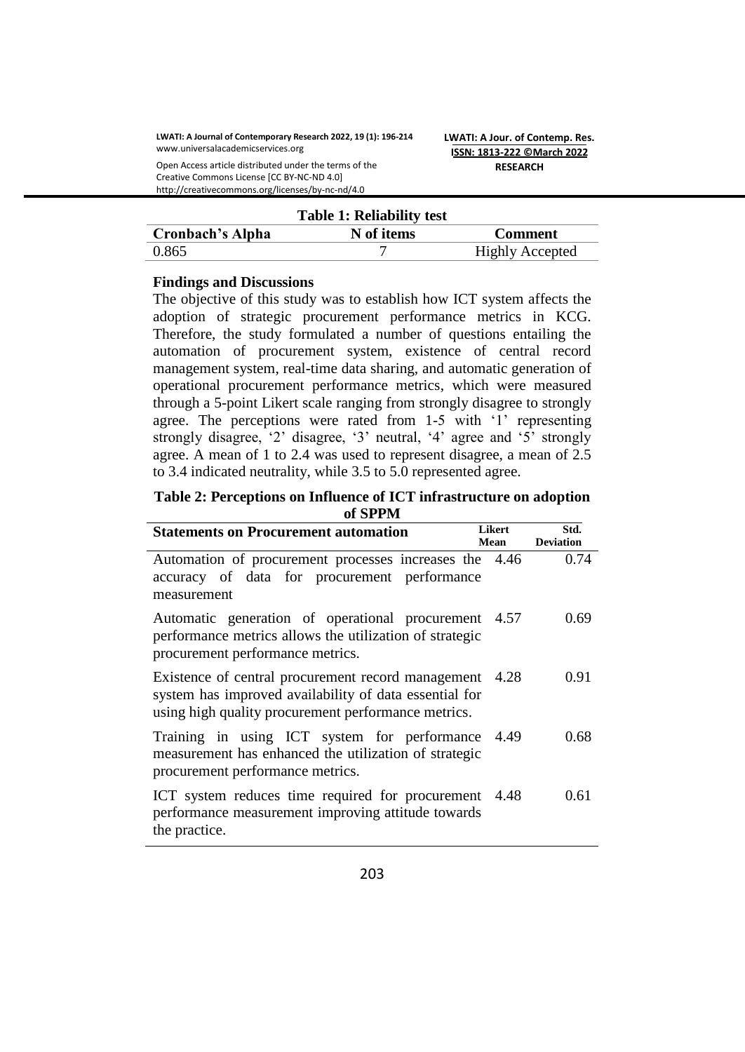**Table 1: Reliability test**

| Cronbach's Alpha | N of items | Comment |
|---|---|---|
| 0.865 | 7 | Highly Accepted |

**Findings and Discussions**

The objective of this study was to establish how ICT system affects the adoption of strategic procurement performance metrics in KCG. Therefore, the study formulated a number of questions entailing the automation of procurement system, existence of central record management system, real-time data sharing, and automatic generation of operational procurement performance metrics, which were measured through a 5-point Likert scale ranging from strongly disagree to strongly agree. The perceptions were rated from 1-5 with '1' representing strongly disagree, '2' disagree, '3' neutral, '4' agree and '5' strongly agree. A mean of 1 to 2.4 was used to represent disagree, a mean of 2.5 to 3.4 indicated neutrality, while 3.5 to 5.0 represented agree.

**Table 2: Perceptions on Influence of ICT infrastructure on adoption of SPPM**

| Statements on Procurement automation | Likert Mean | Std. Deviation |
|---|---|---|
| Automation of procurement processes increases the accuracy of data for procurement performance measurement | 4.46 | 0.74 |
| Automatic generation of operational procurement performance metrics allows the utilization of strategic procurement performance metrics. | 4.57 | 0.69 |
| Existence of central procurement record management system has improved availability of data essential for using high quality procurement performance metrics. | 4.28 | 0.91 |
| Training in using ICT system for performance measurement has enhanced the utilization of strategic procurement performance metrics. | 4.49 | 0.68 |
| ICT system reduces time required for procurement performance measurement improving attitude towards the practice. | 4.48 | 0.61 |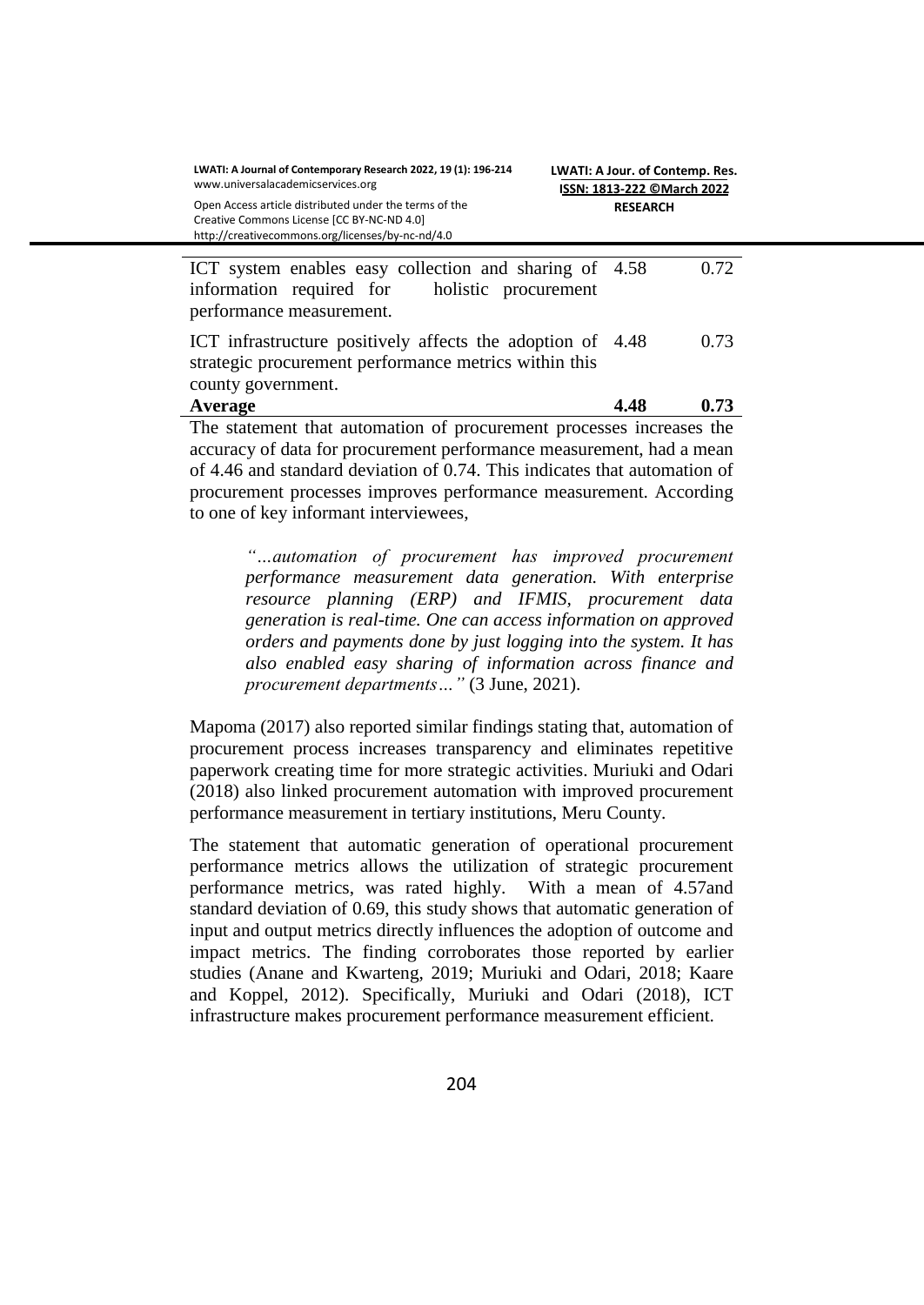| | | |
|---|---|---|
| ICT system enables easy collection and sharing of information required for holistic procurement performance measurement. | 4.58 | 0.72 |
| ICT infrastructure positively affects the adoption of strategic procurement performance metrics within this county government. | 4.48 | 0.73 |
| **Average** | **4.48** | **0.73** |

The statement that automation of procurement processes increases the accuracy of data for procurement performance measurement, had a mean of 4.46 and standard deviation of 0.74. This indicates that automation of procurement processes improves performance measurement. According to one of key informant interviewees,

> *"…automation of procurement has improved procurement performance measurement data generation. With enterprise resource planning (ERP) and IFMIS, procurement data generation is real-time. One can access information on approved orders and payments done by just logging into the system. It has also enabled easy sharing of information across finance and procurement departments…"* (3 June, 2021).

Mapoma (2017) also reported similar findings stating that, automation of procurement process increases transparency and eliminates repetitive paperwork creating time for more strategic activities. Muriuki and Odari (2018) also linked procurement automation with improved procurement performance measurement in tertiary institutions, Meru County.

The statement that automatic generation of operational procurement performance metrics allows the utilization of strategic procurement performance metrics, was rated highly. With a mean of 4.57and standard deviation of 0.69, this study shows that automatic generation of input and output metrics directly influences the adoption of outcome and impact metrics. The finding corroborates those reported by earlier studies (Anane and Kwarteng, 2019; Muriuki and Odari, 2018; Kaare and Koppel, 2012). Specifically, Muriuki and Odari (2018), ICT infrastructure makes procurement performance measurement efficient.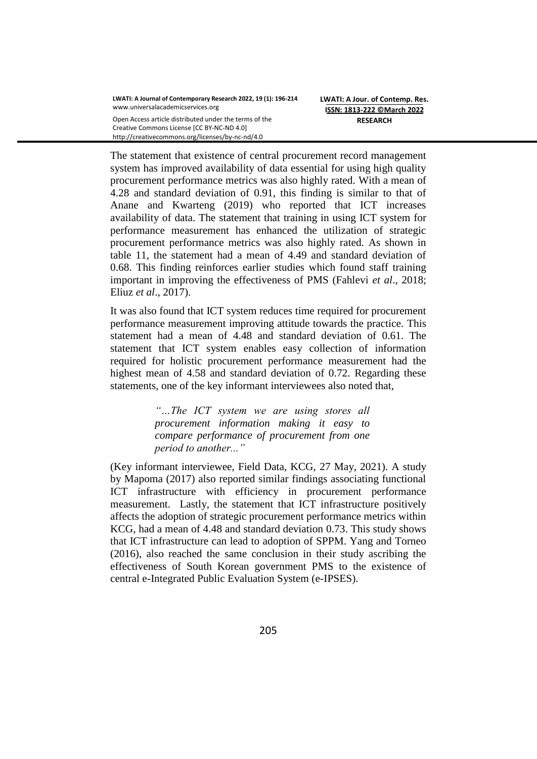The statement that existence of central procurement record management system has improved availability of data essential for using high quality procurement performance metrics was also highly rated. With a mean of 4.28 and standard deviation of 0.91, this finding is similar to that of Anane and Kwarteng (2019) who reported that ICT increases availability of data. The statement that training in using ICT system for performance measurement has enhanced the utilization of strategic procurement performance metrics was also highly rated. As shown in table 11, the statement had a mean of 4.49 and standard deviation of 0.68. This finding reinforces earlier studies which found staff training important in improving the effectiveness of PMS (Fahlevi *et al*., 2018; Eliuz *et al*., 2017).

It was also found that ICT system reduces time required for procurement performance measurement improving attitude towards the practice. This statement had a mean of 4.48 and standard deviation of 0.61. The statement that ICT system enables easy collection of information required for holistic procurement performance measurement had the highest mean of 4.58 and standard deviation of 0.72. Regarding these statements, one of the key informant interviewees also noted that,

> *"…The ICT system we are using stores all procurement information making it easy to compare performance of procurement from one period to another..."*

(Key informant interviewee, Field Data, KCG, 27 May, 2021). A study by Mapoma (2017) also reported similar findings associating functional ICT infrastructure with efficiency in procurement performance measurement. Lastly, the statement that ICT infrastructure positively affects the adoption of strategic procurement performance metrics within KCG, had a mean of 4.48 and standard deviation 0.73. This study shows that ICT infrastructure can lead to adoption of SPPM. Yang and Torneo (2016), also reached the same conclusion in their study ascribing the effectiveness of South Korean government PMS to the existence of central e-Integrated Public Evaluation System (e-IPSES).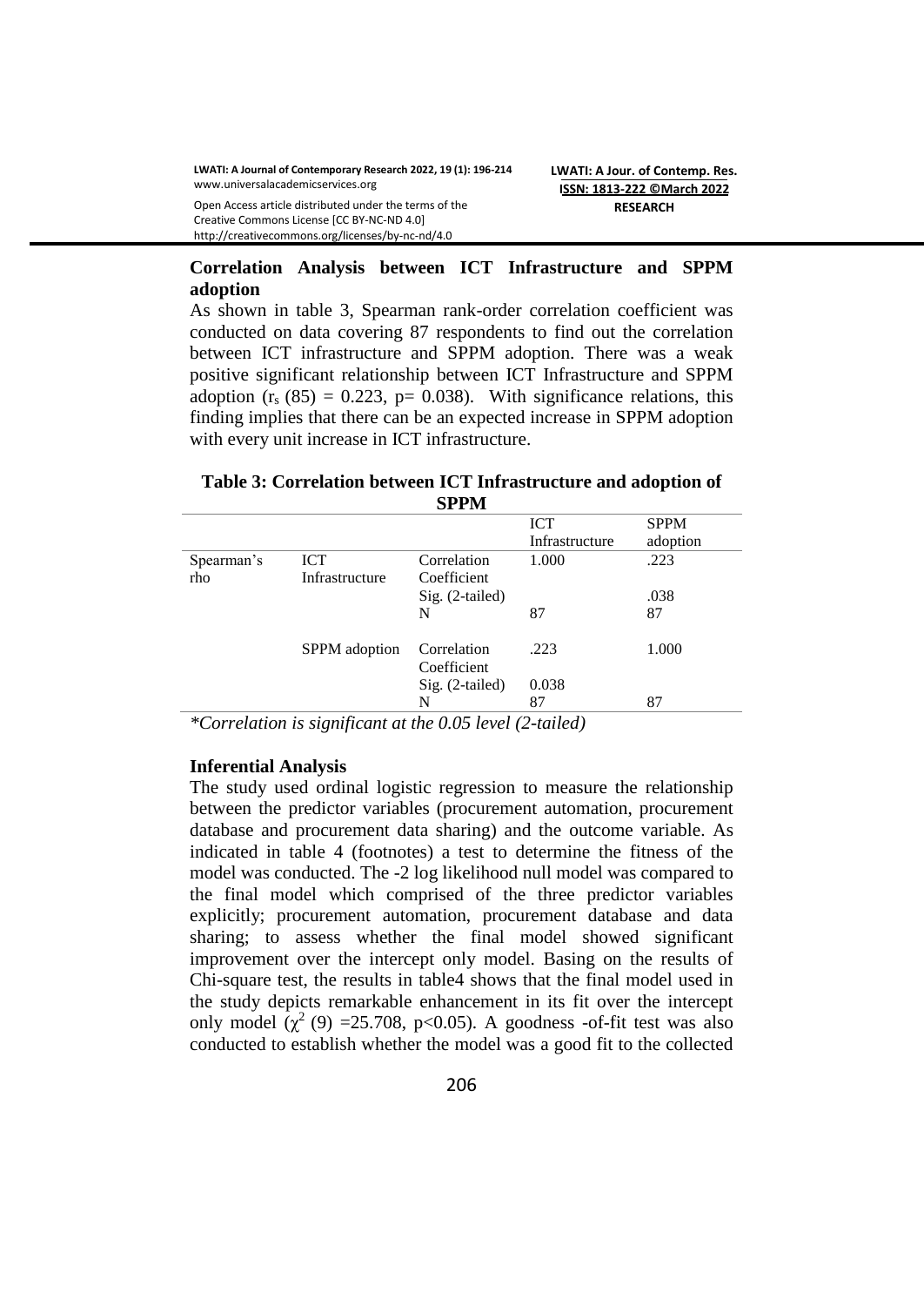## Correlation Analysis between ICT Infrastructure and SPPM adoption

As shown in table 3, Spearman rank-order correlation coefficient was conducted on data covering 87 respondents to find out the correlation between ICT infrastructure and SPPM adoption. There was a weak positive significant relationship between ICT Infrastructure and SPPM adoption ($r_s$ (85) = 0.223, p= 0.038). With significance relations, this finding implies that there can be an expected increase in SPPM adoption with every unit increase in ICT infrastructure.

**Table 3: Correlation between ICT Infrastructure and adoption of SPPM**

| | | | ICT Infrastructure | SPPM adoption |
|---|---|---|---|---|
| Spearman's rho | ICT Infrastructure | Correlation Coefficient | 1.000 | .223 |
| | | Sig. (2-tailed) | | .038 |
| | | N | 87 | 87 |
| | SPPM adoption | Correlation Coefficient | .223 | 1.000 |
| | | Sig. (2-tailed) | 0.038 | |
| | | N | 87 | 87 |

*\*Correlation is significant at the 0.05 level (2-tailed)*

## Inferential Analysis

The study used ordinal logistic regression to measure the relationship between the predictor variables (procurement automation, procurement database and procurement data sharing) and the outcome variable. As indicated in table 4 (footnotes) a test to determine the fitness of the model was conducted. The -2 log likelihood null model was compared to the final model which comprised of the three predictor variables explicitly; procurement automation, procurement database and data sharing; to assess whether the final model showed significant improvement over the intercept only model. Basing on the results of Chi-square test, the results in table4 shows that the final model used in the study depicts remarkable enhancement in its fit over the intercept only model ($\chi^2$ (9) =25.708, p<0.05). A goodness -of-fit test was also conducted to establish whether the model was a good fit to the collected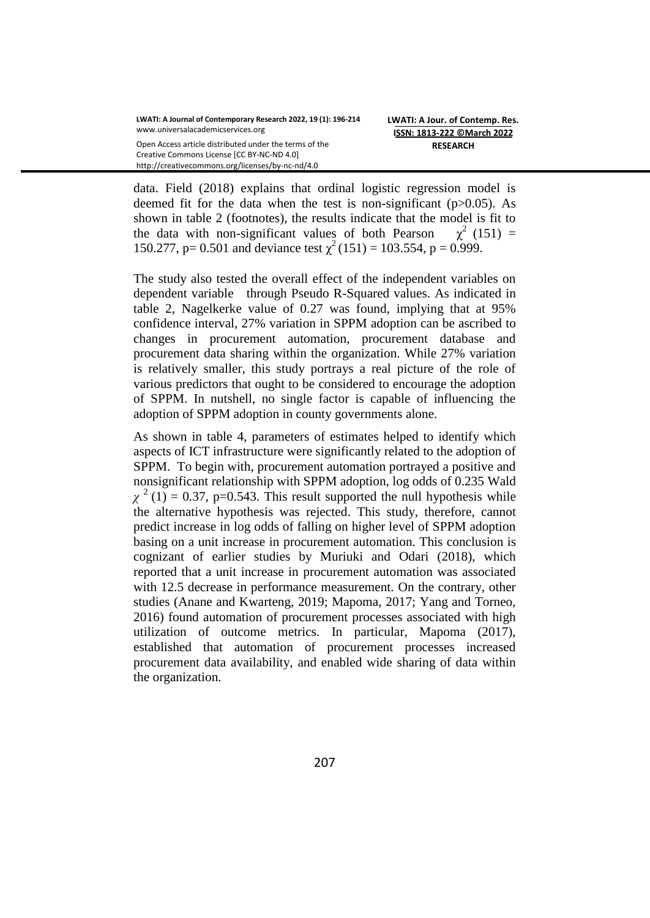data. Field (2018) explains that ordinal logistic regression model is deemed fit for the data when the test is non-significant ($p>0.05$). As shown in table 2 (footnotes), the results indicate that the model is fit to the data with non-significant values of both Pearson $\chi^2$ (151) = 150.277, p= 0.501 and deviance test $\chi^2$ (151) = 103.554, p = 0.999.

The study also tested the overall effect of the independent variables on dependent variable through Pseudo R-Squared values. As indicated in table 2, Nagelkerke value of 0.27 was found, implying that at 95% confidence interval, 27% variation in SPPM adoption can be ascribed to changes in procurement automation, procurement database and procurement data sharing within the organization. While 27% variation is relatively smaller, this study portrays a real picture of the role of various predictors that ought to be considered to encourage the adoption of SPPM. In nutshell, no single factor is capable of influencing the adoption of SPPM adoption in county governments alone.

As shown in table 4, parameters of estimates helped to identify which aspects of ICT infrastructure were significantly related to the adoption of SPPM. To begin with, procurement automation portrayed a positive and nonsignificant relationship with SPPM adoption, log odds of 0.235 Wald $\chi^2$ (1) = 0.37, p=0.543. This result supported the null hypothesis while the alternative hypothesis was rejected. This study, therefore, cannot predict increase in log odds of falling on higher level of SPPM adoption basing on a unit increase in procurement automation. This conclusion is cognizant of earlier studies by Muriuki and Odari (2018), which reported that a unit increase in procurement automation was associated with 12.5 decrease in performance measurement. On the contrary, other studies (Anane and Kwarteng, 2019; Mapoma, 2017; Yang and Torneo, 2016) found automation of procurement processes associated with high utilization of outcome metrics. In particular, Mapoma (2017), established that automation of procurement processes increased procurement data availability, and enabled wide sharing of data within the organization.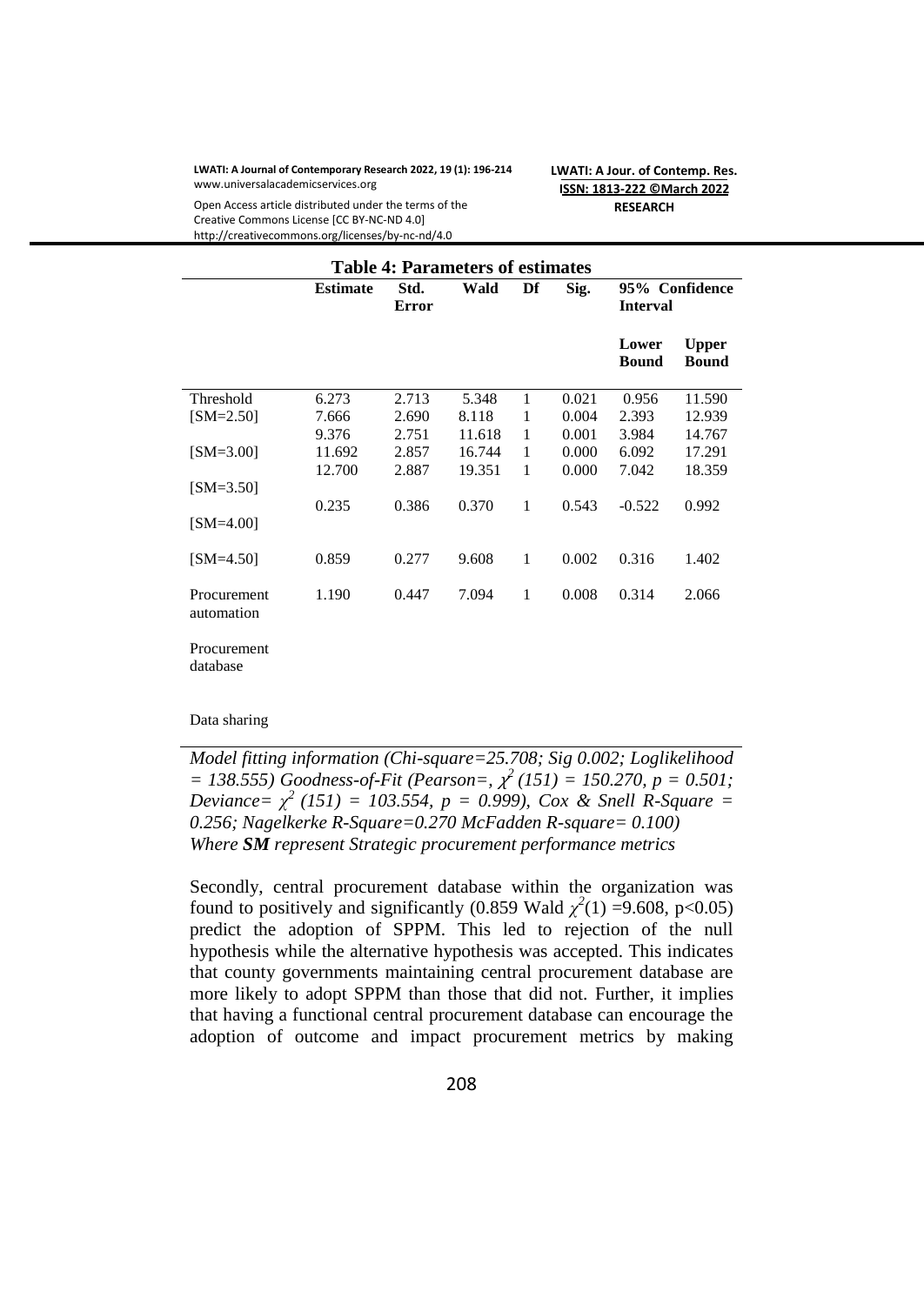**Table 4: Parameters of estimates**

| | Estimate | Std. Error | Wald | Df | Sig. | 95% Confidence Interval | |
|---|---|---|---|---|---|---|---|
| | | | | | | Lower Bound | Upper Bound |
| Threshold | 6.273 | 2.713 | 5.348 | 1 | 0.021 | 0.956 | 11.590 |
| [SM=2.50] | 7.666 | 2.690 | 8.118 | 1 | 0.004 | 2.393 | 12.939 |
| | 9.376 | 2.751 | 11.618 | 1 | 0.001 | 3.984 | 14.767 |
| [SM=3.00] | 11.692 | 2.857 | 16.744 | 1 | 0.000 | 6.092 | 17.291 |
| | 12.700 | 2.887 | 19.351 | 1 | 0.000 | 7.042 | 18.359 |
| [SM=3.50] | | | | | | | |
| | 0.235 | 0.386 | 0.370 | 1 | 0.543 | -0.522 | 0.992 |
| [SM=4.00] | | | | | | | |
| [SM=4.50] | 0.859 | 0.277 | 9.608 | 1 | 0.002 | 0.316 | 1.402 |
| Procurement automation | 1.190 | 0.447 | 7.094 | 1 | 0.008 | 0.314 | 2.066 |
| Procurement database | | | | | | | |
| Data sharing | | | | | | | |

*Model fitting information (Chi-square=25.708; Sig 0.002; Loglikelihood = 138.555) Goodness-of-Fit (Pearson=, $\chi^2$ (151) = 150.270, p = 0.501; Deviance= $\chi^2$ (151) = 103.554, p = 0.999), Cox & Snell R-Square = 0.256; Nagelkerke R-Square=0.270 McFadden R-square= 0.100)*
*Where **SM** represent Strategic procurement performance metrics*

Secondly, central procurement database within the organization was found to positively and significantly (0.859 Wald $\chi^2(1)$ =9.608, p<0.05) predict the adoption of SPPM. This led to rejection of the null hypothesis while the alternative hypothesis was accepted. This indicates that county governments maintaining central procurement database are more likely to adopt SPPM than those that did not. Further, it implies that having a functional central procurement database can encourage the adoption of outcome and impact procurement metrics by making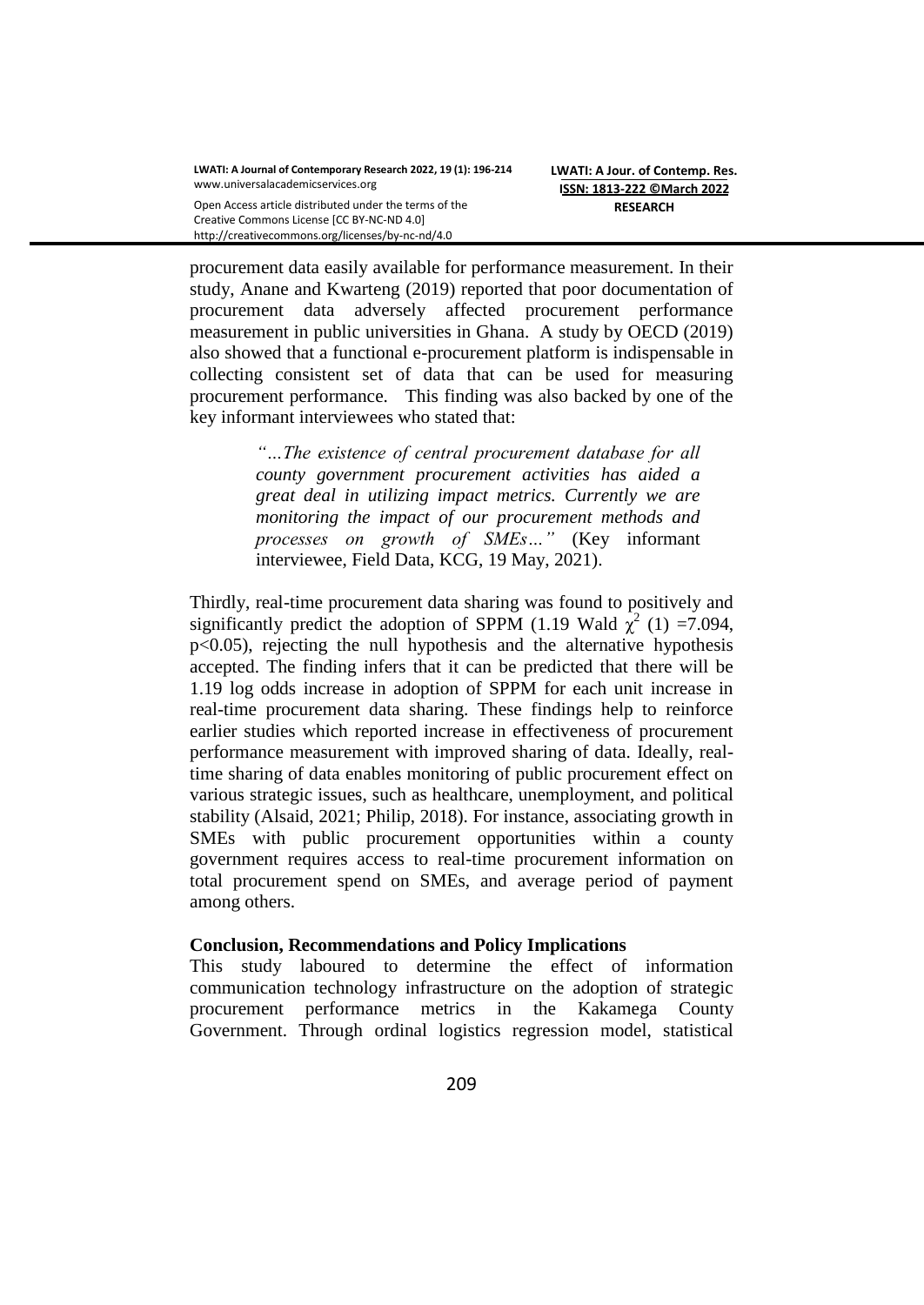procurement data easily available for performance measurement. In their study, Anane and Kwarteng (2019) reported that poor documentation of procurement data adversely affected procurement performance measurement in public universities in Ghana. A study by OECD (2019) also showed that a functional e-procurement platform is indispensable in collecting consistent set of data that can be used for measuring procurement performance. This finding was also backed by one of the key informant interviewees who stated that:

> *"…The existence of central procurement database for all county government procurement activities has aided a great deal in utilizing impact metrics. Currently we are monitoring the impact of our procurement methods and processes on growth of SMEs…"* (Key informant interviewee, Field Data, KCG, 19 May, 2021).

Thirdly, real-time procurement data sharing was found to positively and significantly predict the adoption of SPPM (1.19 Wald $\chi^2$ (1) =7.094, $p<0.05$), rejecting the null hypothesis and the alternative hypothesis accepted. The finding infers that it can be predicted that there will be 1.19 log odds increase in adoption of SPPM for each unit increase in real-time procurement data sharing. These findings help to reinforce earlier studies which reported increase in effectiveness of procurement performance measurement with improved sharing of data. Ideally, real-time sharing of data enables monitoring of public procurement effect on various strategic issues, such as healthcare, unemployment, and political stability (Alsaid, 2021; Philip, 2018). For instance, associating growth in SMEs with public procurement opportunities within a county government requires access to real-time procurement information on total procurement spend on SMEs, and average period of payment among others.

**Conclusion, Recommendations and Policy Implications**

This study laboured to determine the effect of information communication technology infrastructure on the adoption of strategic procurement performance metrics in the Kakamega County Government. Through ordinal logistics regression model, statistical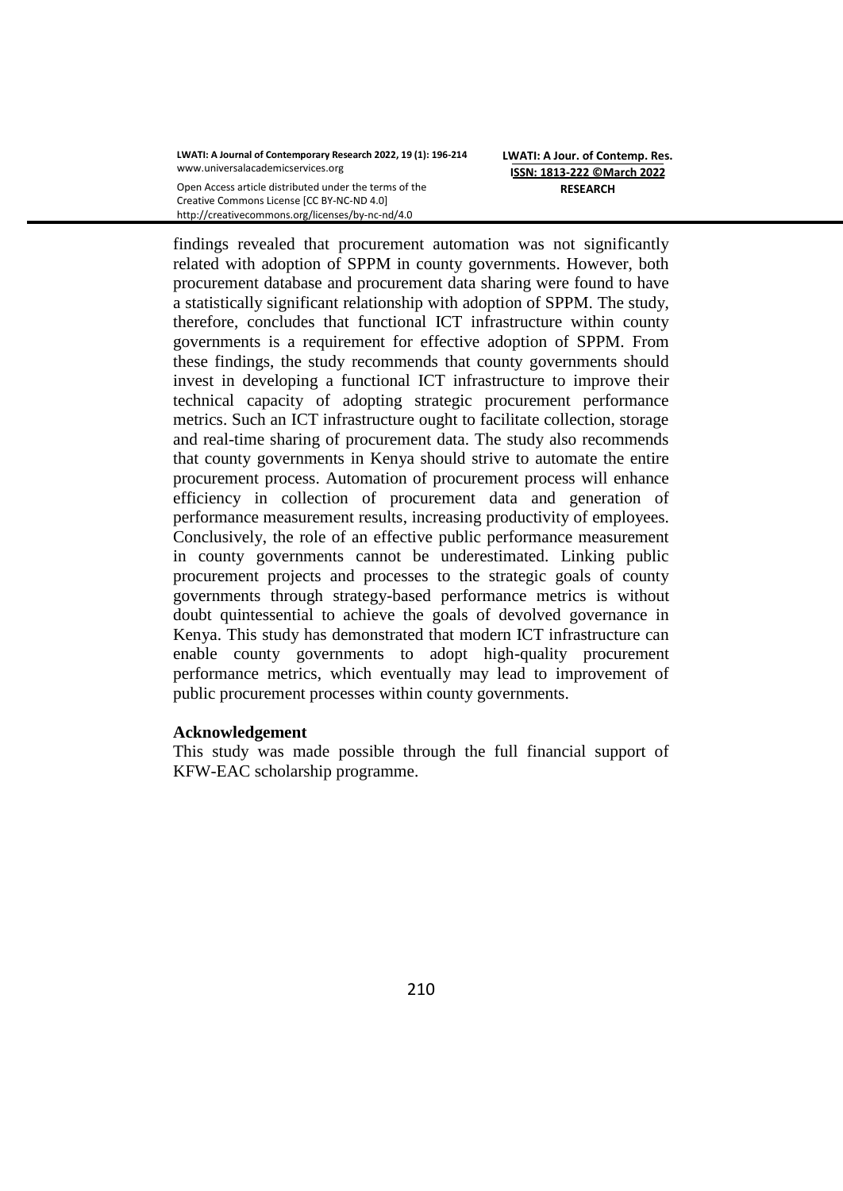findings revealed that procurement automation was not significantly related with adoption of SPPM in county governments. However, both procurement database and procurement data sharing were found to have a statistically significant relationship with adoption of SPPM. The study, therefore, concludes that functional ICT infrastructure within county governments is a requirement for effective adoption of SPPM. From these findings, the study recommends that county governments should invest in developing a functional ICT infrastructure to improve their technical capacity of adopting strategic procurement performance metrics. Such an ICT infrastructure ought to facilitate collection, storage and real-time sharing of procurement data. The study also recommends that county governments in Kenya should strive to automate the entire procurement process. Automation of procurement process will enhance efficiency in collection of procurement data and generation of performance measurement results, increasing productivity of employees. Conclusively, the role of an effective public performance measurement in county governments cannot be underestimated. Linking public procurement projects and processes to the strategic goals of county governments through strategy-based performance metrics is without doubt quintessential to achieve the goals of devolved governance in Kenya. This study has demonstrated that modern ICT infrastructure can enable county governments to adopt high-quality procurement performance metrics, which eventually may lead to improvement of public procurement processes within county governments.

**Acknowledgement**

This study was made possible through the full financial support of KFW-EAC scholarship programme.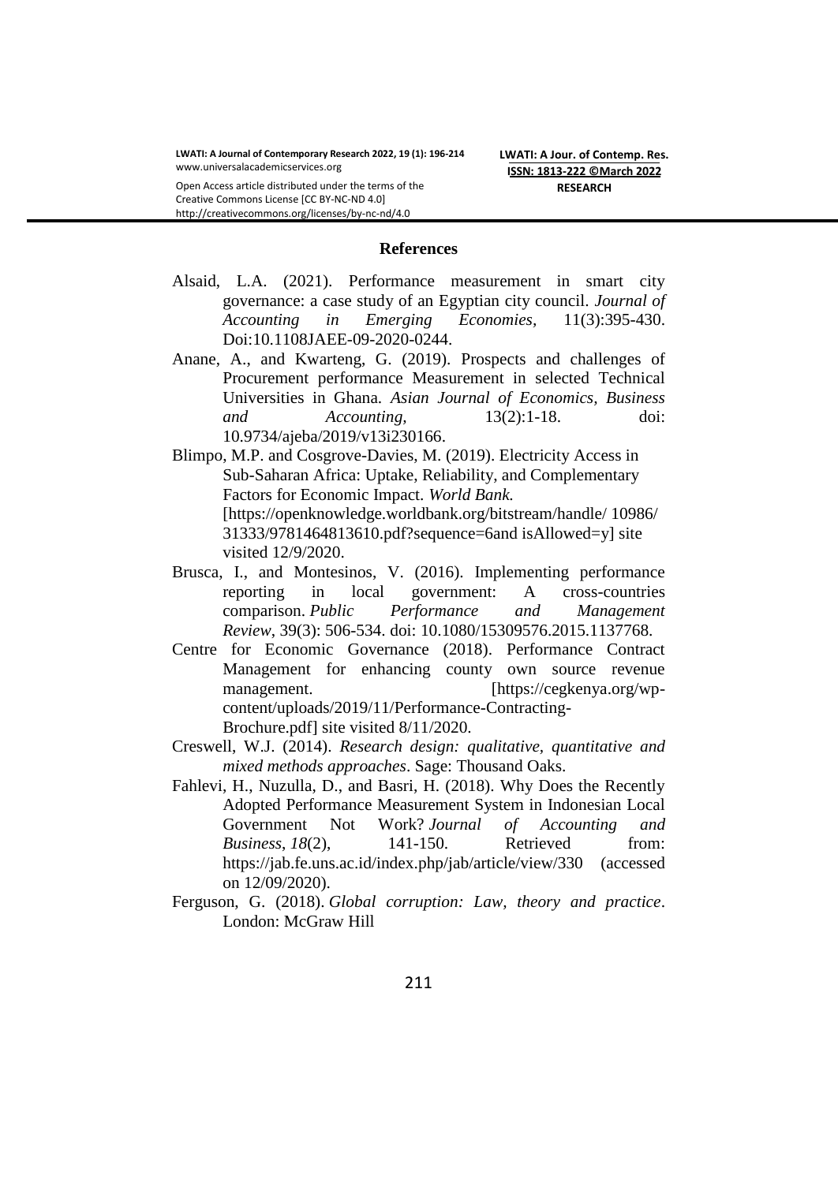## References

Alsaid, L.A. (2021). Performance measurement in smart city governance: a case study of an Egyptian city council. *Journal of Accounting in Emerging Economies*, 11(3):395-430. Doi:10.1108JAEE-09-2020-0244.

Anane, A., and Kwarteng, G. (2019). Prospects and challenges of Procurement performance Measurement in selected Technical Universities in Ghana. *Asian Journal of Economics, Business and Accounting*, 13(2):1-18. doi: 10.9734/ajeba/2019/v13i230166.

Blimpo, M.P. and Cosgrove-Davies, M. (2019). Electricity Access in Sub-Saharan Africa: Uptake, Reliability, and Complementary Factors for Economic Impact. *World Bank.* [https://openknowledge.worldbank.org/bitstream/handle/ 10986/ 31333/9781464813610.pdf?sequence=6and isAllowed=y] site visited 12/9/2020.

Brusca, I., and Montesinos, V. (2016). Implementing performance reporting in local government: A cross-countries comparison. *Public Performance and Management Review*, 39(3): 506-534. doi: 10.1080/15309576.2015.1137768.

Centre for Economic Governance (2018). Performance Contract Management for enhancing county own source revenue management. [https://cegkenya.org/wp-content/uploads/2019/11/Performance-Contracting-Brochure.pdf] site visited 8/11/2020.

Creswell, W.J. (2014). *Research design: qualitative, quantitative and mixed methods approaches*. Sage: Thousand Oaks.

Fahlevi, H., Nuzulla, D., and Basri, H. (2018). Why Does the Recently Adopted Performance Measurement System in Indonesian Local Government Not Work? *Journal of Accounting and Business*, *18*(2), 141-150. Retrieved from: https://jab.fe.uns.ac.id/index.php/jab/article/view/330 (accessed on 12/09/2020).

Ferguson, G. (2018). *Global corruption: Law, theory and practice*. London: McGraw Hill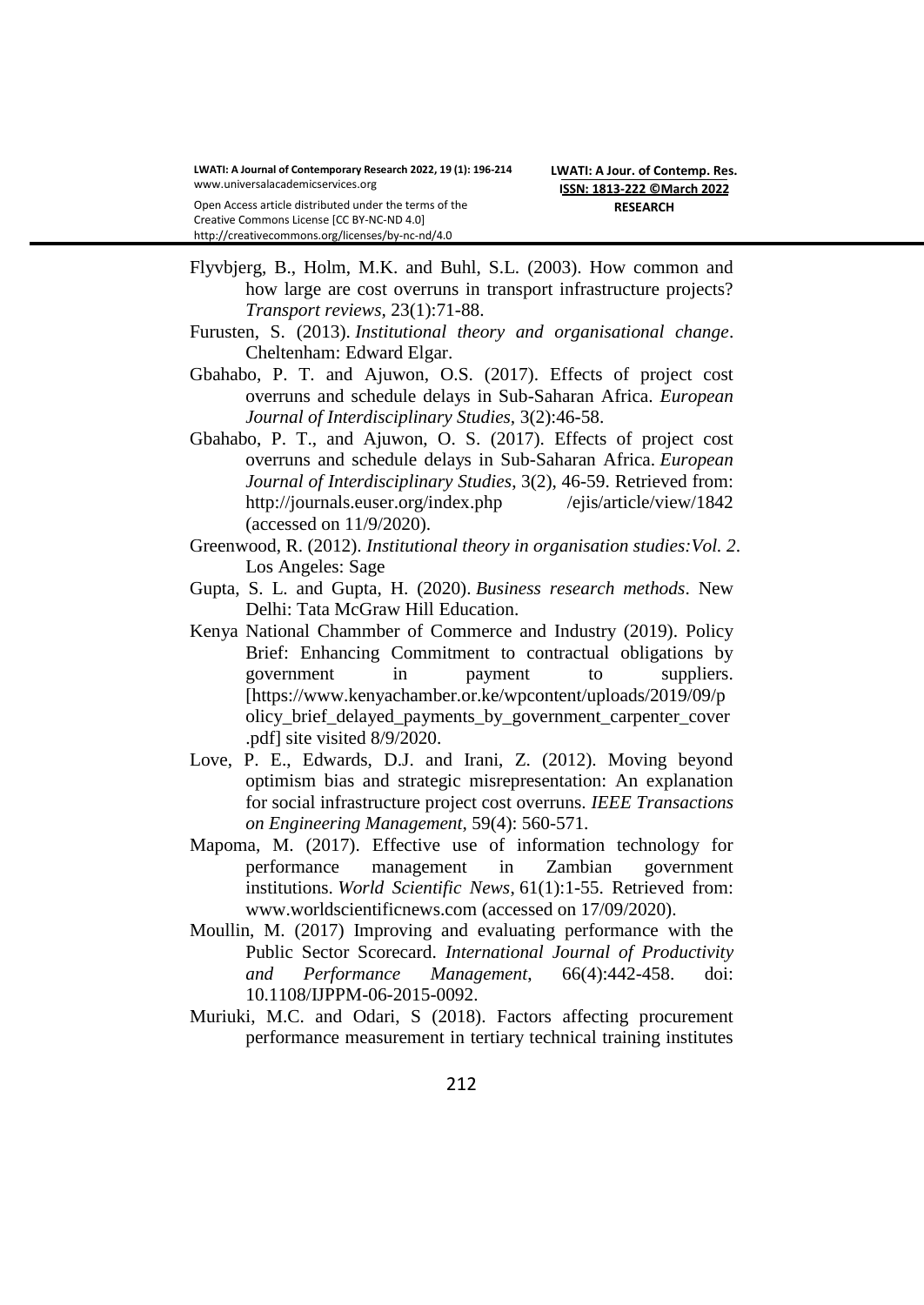Flyvbjerg, B., Holm, M.K. and Buhl, S.L. (2003). How common and how large are cost overruns in transport infrastructure projects? *Transport reviews*, 23(1):71-88.

Furusten, S. (2013). *Institutional theory and organisational change*. Cheltenham: Edward Elgar.

Gbahabo, P. T. and Ajuwon, O.S. (2017). Effects of project cost overruns and schedule delays in Sub-Saharan Africa. *European Journal of Interdisciplinary Studies*, 3(2):46-58.

Gbahabo, P. T., and Ajuwon, O. S. (2017). Effects of project cost overruns and schedule delays in Sub-Saharan Africa. *European Journal of Interdisciplinary Studies*, 3(2), 46-59. Retrieved from: http://journals.euser.org/index.php /ejis/article/view/1842 (accessed on 11/9/2020).

Greenwood, R. (2012). *Institutional theory in organisation studies:Vol. 2*. Los Angeles: Sage

Gupta, S. L. and Gupta, H. (2020). *Business research methods*. New Delhi: Tata McGraw Hill Education.

Kenya National Chammber of Commerce and Industry (2019). Policy Brief: Enhancing Commitment to contractual obligations by government in payment to suppliers. [https://www.kenyachamber.or.ke/wpcontent/uploads/2019/09/policy_brief_delayed_payments_by_government_carpenter_cover.pdf] site visited 8/9/2020.

Love, P. E., Edwards, D.J. and Irani, Z. (2012). Moving beyond optimism bias and strategic misrepresentation: An explanation for social infrastructure project cost overruns. *IEEE Transactions on Engineering Management*, 59(4): 560-571.

Mapoma, M. (2017). Effective use of information technology for performance management in Zambian government institutions. *World Scientific News*, 61(1):1-55. Retrieved from: www.worldscientificnews.com (accessed on 17/09/2020).

Moullin, M. (2017) Improving and evaluating performance with the Public Sector Scorecard. *International Journal of Productivity and Performance Management*, 66(4):442-458. doi: 10.1108/IJPPM-06-2015-0092.

Muriuki, M.C. and Odari, S (2018). Factors affecting procurement performance measurement in tertiary technical training institutes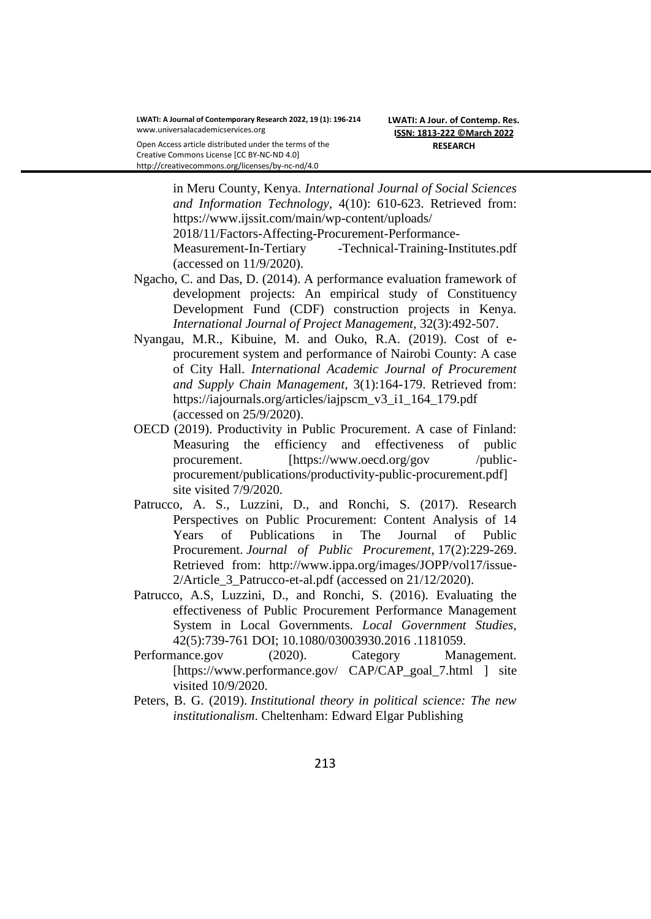in Meru County, Kenya. *International Journal of Social Sciences and Information Technology,* 4(10): 610-623. Retrieved from: https://www.ijssit.com/main/wp-content/uploads/ 2018/11/Factors-Affecting-Procurement-Performance-Measurement-In-Tertiary -Technical-Training-Institutes.pdf (accessed on 11/9/2020).

Ngacho, C. and Das, D. (2014). A performance evaluation framework of development projects: An empirical study of Constituency Development Fund (CDF) construction projects in Kenya. *International Journal of Project Management*, 32(3):492-507.

Nyangau, M.R., Kibuine, M. and Ouko, R.A. (2019). Cost of e-procurement system and performance of Nairobi County: A case of City Hall. *International Academic Journal of Procurement and Supply Chain Management,* 3(1):164-179. Retrieved from: https://iajournals.org/articles/iajpscm_v3_i1_164_179.pdf (accessed on 25/9/2020).

OECD (2019). Productivity in Public Procurement. A case of Finland: Measuring the efficiency and effectiveness of public procurement. [https://www.oecd.org/gov /public-procurement/publications/productivity-public-procurement.pdf] site visited 7/9/2020.

Patrucco, A. S., Luzzini, D., and Ronchi, S. (2017). Research Perspectives on Public Procurement: Content Analysis of 14 Years of Publications in The Journal of Public Procurement. *Journal of Public Procurement*, 17(2):229-269. Retrieved from: http://www.ippa.org/images/JOPP/vol17/issue-2/Article_3_Patrucco-et-al.pdf (accessed on 21/12/2020).

Patrucco, A.S, Luzzini, D., and Ronchi, S. (2016). Evaluating the effectiveness of Public Procurement Performance Management System in Local Governments. *Local Government Studies,* 42(5):739-761 DOI; 10.1080/03003930.2016 .1181059.

Performance.gov (2020). Category Management. [https://www.performance.gov/ CAP/CAP_goal_7.html ] site visited 10/9/2020.

Peters, B. G. (2019). *Institutional theory in political science: The new institutionalism*. Cheltenham: Edward Elgar Publishing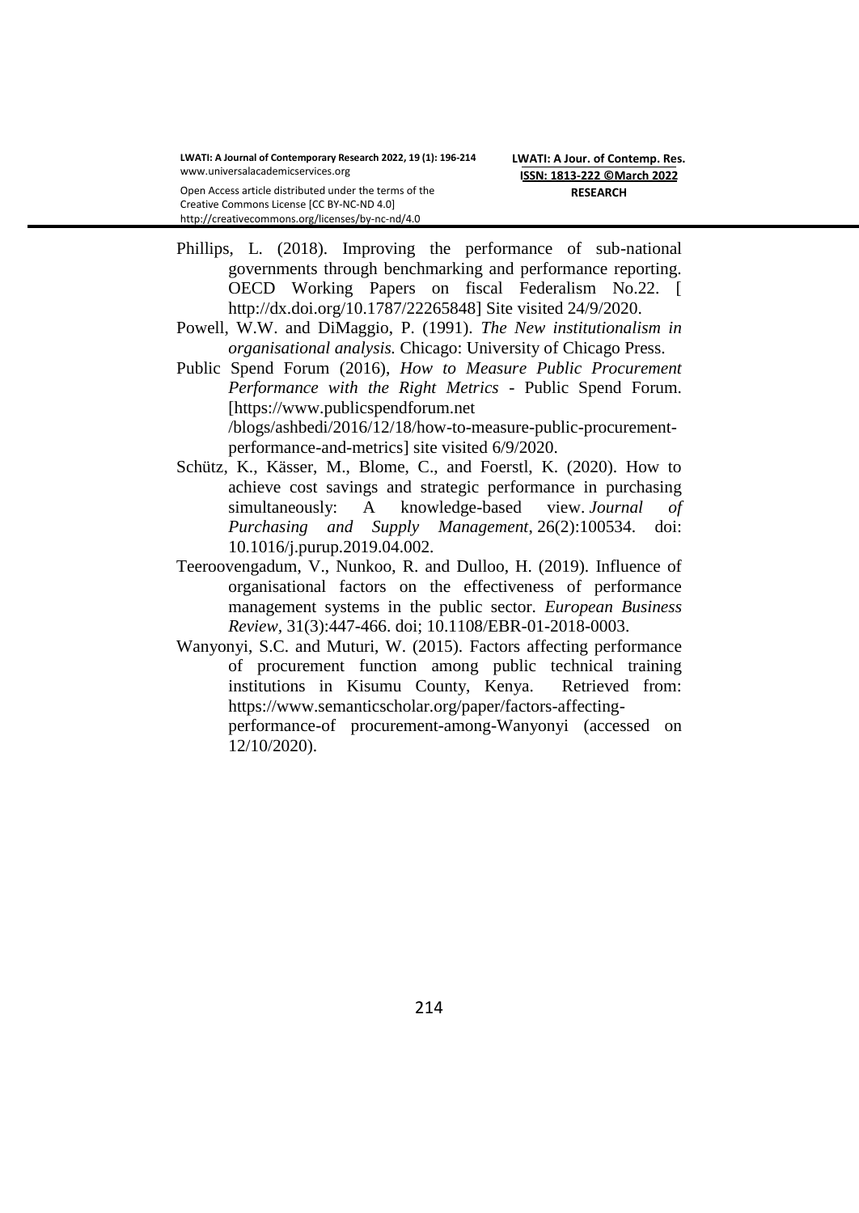Phillips, L. (2018). Improving the performance of sub-national governments through benchmarking and performance reporting. OECD Working Papers on fiscal Federalism No.22. [ http://dx.doi.org/10.1787/22265848] Site visited 24/9/2020.

Powell, W.W. and DiMaggio, P. (1991). *The New institutionalism in organisational analysis.* Chicago: University of Chicago Press.

Public Spend Forum (2016), *How to Measure Public Procurement Performance with the Right Metrics* - Public Spend Forum. [https://www.publicspendforum.net /blogs/ashbedi/2016/12/18/how-to-measure-public-procurement-performance-and-metrics] site visited 6/9/2020.

Schütz, K., Kässer, M., Blome, C., and Foerstl, K. (2020). How to achieve cost savings and strategic performance in purchasing simultaneously: A knowledge-based view. *Journal of Purchasing and Supply Management*, 26(2):100534. doi: 10.1016/j.purup.2019.04.002.

Teeroovengadum, V., Nunkoo, R. and Dulloo, H. (2019). Influence of organisational factors on the effectiveness of performance management systems in the public sector. *European Business Review*, 31(3):447-466. doi; 10.1108/EBR-01-2018-0003.

Wanyonyi, S.C. and Muturi, W. (2015). Factors affecting performance of procurement function among public technical training institutions in Kisumu County, Kenya. Retrieved from: https://www.semanticscholar.org/paper/factors-affecting-performance-of procurement-among-Wanyonyi (accessed on 12/10/2020).